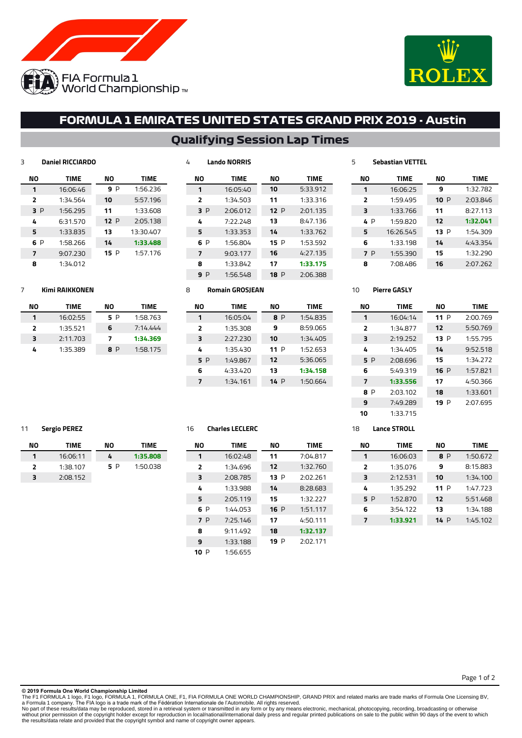FIA Formula 1 World Championship™

# FORMULA 1 EMIRATES UNITED STATES GRAND PRIX 2019 - Austin

## Qualifying Session Lap Times

### 3 Daniel RICCIARDO

| NO | TIME | NO | TIME |
|---|---|---|---|
| 1 | 16:06:46 | 9 P | 1:56.236 |
| 2 | 1:34.564 | 10 | 5:57.196 |
| 3 P | 1:56.295 | 11 | 1:33.608 |
| 4 | 6:31.570 | 12 P | 2:05.138 |
| 5 | 1:33.835 | 13 | 13:30.407 |
| 6 P | 1:58.266 | 14 | **1:33.488** |
| 7 | 9:07.230 | 15 P | 1:57.176 |
| 8 | 1:34.012 | | |

### 4 Lando NORRIS

| NO | TIME | NO | TIME |
|---|---|---|---|
| 1 | 16:05:40 | 10 | 5:33.912 |
| 2 | 1:34.503 | 11 | 1:33.316 |
| 3 P | 2:06.012 | 12 P | 2:01.135 |
| 4 | 7:22.248 | 13 | 8:47.136 |
| 5 | 1:33.353 | 14 | 1:33.762 |
| 6 P | 1:56.804 | 15 P | 1:53.592 |
| 7 | 9:03.177 | 16 | 4:27.135 |
| 8 | 1:33.842 | 17 | **1:33.175** |
| 9 P | 1:56.548 | 18 P | 2:06.388 |

### 5 Sebastian VETTEL

| NO | TIME | NO | TIME |
|---|---|---|---|
| 1 | 16:06:25 | 9 | 1:32.782 |
| 2 | 1:59.495 | 10 P | 2:03.846 |
| 3 | 1:33.766 | 11 | 8:27.113 |
| 4 P | 1:59.820 | 12 | **1:32.041** |
| 5 | 16:26.545 | 13 P | 1:54.309 |
| 6 | 1:33.198 | 14 | 4:43.354 |
| 7 P | 1:55.390 | 15 | 1:32.290 |
| 8 | 7:08.486 | 16 | 2:07.262 |

### 7 Kimi RAIKKONEN

| NO | TIME | NO | TIME |
|---|---|---|---|
| 1 | 16:02:55 | 5 P | 1:58.763 |
| 2 | 1:35.521 | 6 | 7:14.444 |
| 3 | 2:11.703 | 7 | **1:34.369** |
| 4 | 1:35.389 | 8 P | 1:58.175 |

### 8 Romain GROSJEAN

| NO | TIME | NO | TIME |
|---|---|---|---|
| 1 | 16:05:04 | 8 P | 1:54.835 |
| 2 | 1:35.308 | 9 | 8:59.065 |
| 3 | 2:27.230 | 10 | 1:34.405 |
| 4 | 1:35.430 | 11 P | 1:52.653 |
| 5 P | 1:49.867 | 12 | 5:36.065 |
| 6 | 4:33.420 | 13 | **1:34.158** |
| 7 | 1:34.161 | 14 P | 1:50.664 |

### 10 Pierre GASLY

| NO | TIME | NO | TIME |
|---|---|---|---|
| 1 | 16:04:14 | 11 P | 2:00.769 |
| 2 | 1:34.877 | 12 | 5:50.769 |
| 3 | 2:19.252 | 13 P | 1:55.795 |
| 4 | 1:34.405 | 14 | 9:52.518 |
| 5 P | 2:08.696 | 15 | 1:34.272 |
| 6 | 5:49.319 | 16 P | 1:57.821 |
| 7 | **1:33.556** | 17 | 4:50.366 |
| 8 P | 2:03.102 | 18 | 1:33.601 |
| 9 | 7:49.289 | 19 P | 2:07.695 |
| 10 | 1:33.715 | | |

### 11 Sergio PEREZ

| NO | TIME | NO | TIME |
|---|---|---|---|
| 1 | 16:06:11 | 4 | **1:35.808** |
| 2 | 1:38.107 | 5 P | 1:50.038 |
| 3 | 2:08.152 | | |

### 16 Charles LECLERC

| NO | TIME | NO | TIME |
|---|---|---|---|
| 1 | 16:02:48 | 11 | 7:04.817 |
| 2 | 1:34.696 | 12 | 1:32.760 |
| 3 | 2:08.785 | 13 P | 2:02.261 |
| 4 | 1:33.988 | 14 | 8:28.683 |
| 5 | 2:05.119 | 15 | 1:32.227 |
| 6 P | 1:44.053 | 16 P | 1:51.117 |
| 7 P | 7:25.146 | 17 | 4:50.111 |
| 8 | 9:11.492 | 18 | **1:32.137** |
| 9 | 1:33.188 | 19 P | 2:02.171 |
| 10 P | 1:56.655 | | |

### 18 Lance STROLL

| NO | TIME | NO | TIME |
|---|---|---|---|
| 1 | 16:06:03 | 8 P | 1:50.672 |
| 2 | 1:35.076 | 9 | 8:15.883 |
| 3 | 2:12.531 | 10 | 1:34.100 |
| 4 | 1:35.292 | 11 P | 1:47.723 |
| 5 P | 1:52.870 | 12 | 5:51.468 |
| 6 | 3:54.122 | 13 | 1:34.188 |
| 7 | **1:33.921** | 14 P | 1:45.102 |

**© 2019 Formula One World Championship Limited**
The F1 FORMULA 1 logo, F1 logo, FORMULA 1, FORMULA ONE, F1, FIA FORMULA ONE WORLD CHAMPIONSHIP, GRAND PRIX and related marks are trade marks of Formula One Licensing BV, a Formula 1 company. The FIA logo is a trade mark of the Fédération Internationale de l'Automobile. All rights reserved.
No part of these results/data may be reproduced, stored in a retrieval system or transmitted in any form or by any means electronic, mechanical, photocopying, recording, broadcasting or otherwise without prior permission of the copyright holder except for reproduction in local/national/international daily press and regular printed publications on sale to the public within 90 days of the event to which the results/data relate and provided that the copyright symbol and name of copyright owner appears.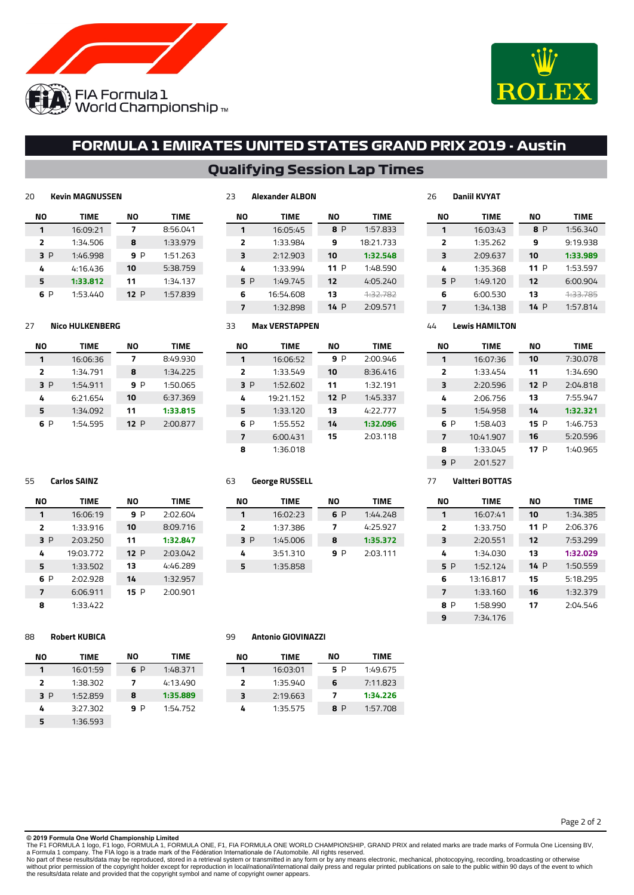FIA Formula 1 World Championship™

ROLEX

# FORMULA 1 EMIRATES UNITED STATES GRAND PRIX 2019 - Austin

## Qualifying Session Lap Times

### 20 Kevin MAGNUSSEN

| NO | TIME | NO | TIME |
|---|---|---|---|
| 1 | 16:09:21 | 7 | 8:56.041 |
| 2 | 1:34.506 | 8 | 1:33.979 |
| 3 P | 1:46.998 | 9 P | 1:51.263 |
| 4 | 4:16.436 | 10 | 5:38.759 |
| 5 | **1:33.812** | 11 | 1:34.137 |
| 6 P | 1:53.440 | 12 P | 1:57.839 |

### 23 Alexander ALBON

| NO | TIME | NO | TIME |
|---|---|---|---|
| 1 | 16:05:45 | 8 P | 1:57.833 |
| 2 | 1:33.984 | 9 | 18:21.733 |
| 3 | 2:12.903 | 10 | **1:32.548** |
| 4 | 1:33.994 | 11 P | 1:48.590 |
| 5 P | 1:49.745 | 12 | 4:05.240 |
| 6 | 16:54.608 | 13 | ~~1:32.782~~ |
| 7 | 1:32.898 | 14 P | 2:09.571 |

### 26 Daniil KVYAT

| NO | TIME | NO | TIME |
|---|---|---|---|
| 1 | 16:03:43 | 8 P | 1:56.340 |
| 2 | 1:35.262 | 9 | 9:19.938 |
| 3 | 2:09.637 | 10 | **1:33.989** |
| 4 | 1:35.368 | 11 P | 1:53.597 |
| 5 P | 1:49.120 | 12 | 6:00.904 |
| 6 | 6:00.530 | 13 | ~~1:33.785~~ |
| 7 | 1:34.138 | 14 P | 1:57.814 |

### 27 Nico HULKENBERG

| NO | TIME | NO | TIME |
|---|---|---|---|
| 1 | 16:06:36 | 7 | 8:49.930 |
| 2 | 1:34.791 | 8 | 1:34.225 |
| 3 P | 1:54.911 | 9 P | 1:50.065 |
| 4 | 6:21.654 | 10 | 6:37.369 |
| 5 | 1:34.092 | 11 | **1:33.815** |
| 6 P | 1:54.595 | 12 P | 2:00.877 |

### 33 Max VERSTAPPEN

| NO | TIME | NO | TIME |
|---|---|---|---|
| 1 | 16:06:52 | 9 P | 2:00.946 |
| 2 | 1:33.549 | 10 | 8:36.416 |
| 3 P | 1:52.602 | 11 | 1:32.191 |
| 4 | 19:21.152 | 12 P | 1:45.337 |
| 5 | 1:33.120 | 13 | 4:22.777 |
| 6 P | 1:55.552 | 14 | **1:32.096** |
| 7 | 6:00.431 | 15 | 2:03.118 |
| 8 | 1:36.018 | | |

### 44 Lewis HAMILTON

| NO | TIME | NO | TIME |
|---|---|---|---|
| 1 | 16:07:36 | 10 | 7:30.078 |
| 2 | 1:33.454 | 11 | 1:34.690 |
| 3 | 2:20.596 | 12 P | 2:04.818 |
| 4 | 2:06.756 | 13 | 7:55.947 |
| 5 | 1:54.958 | 14 | **1:32.321** |
| 6 P | 1:58.403 | 15 P | 1:46.753 |
| 7 | 10:41.907 | 16 | 5:20.596 |
| 8 | 1:33.045 | 17 P | 1:40.965 |
| 9 P | 2:01.527 | | |

### 55 Carlos SAINZ

| NO | TIME | NO | TIME |
|---|---|---|---|
| 1 | 16:06:19 | 9 P | 2:02.604 |
| 2 | 1:33.916 | 10 | 8:09.716 |
| 3 P | 2:03.250 | 11 | **1:32.847** |
| 4 | 19:03.772 | 12 P | 2:03.042 |
| 5 | 1:33.502 | 13 | 4:46.289 |
| 6 P | 2:02.928 | 14 | 1:32.957 |
| 7 | 6:06.911 | 15 P | 2:00.901 |
| 8 | 1:33.422 | | |

### 63 George RUSSELL

| NO | TIME | NO | TIME |
|---|---|---|---|
| 1 | 16:02:23 | 6 P | 1:44.248 |
| 2 | 1:37.386 | 7 | 4:25.927 |
| 3 P | 1:45.006 | 8 | **1:35.372** |
| 4 | 3:51.310 | 9 P | 2:03.111 |
| 5 | 1:35.858 | | |

### 77 Valtteri BOTTAS

| NO | TIME | NO | TIME |
|---|---|---|---|
| 1 | 16:07:41 | 10 | 1:34.385 |
| 2 | 1:33.750 | 11 P | 2:06.376 |
| 3 | 2:20.551 | 12 | 7:53.299 |
| 4 | 1:34.030 | 13 | **1:32.029** |
| 5 P | 1:52.124 | 14 P | 1:50.559 |
| 6 | 13:16.817 | 15 | 5:18.295 |
| 7 | 1:33.160 | 16 | 1:32.379 |
| 8 P | 1:58.990 | 17 | 2:04.546 |
| 9 | 7:34.176 | | |

### 88 Robert KUBICA

| NO | TIME | NO | TIME |
|---|---|---|---|
| 1 | 16:01:59 | 6 P | 1:48.371 |
| 2 | 1:38.302 | 7 | 4:13.490 |
| 3 P | 1:52.859 | 8 | **1:35.889** |
| 4 | 3:27.302 | 9 P | 1:54.752 |
| 5 | 1:36.593 | | |

### 99 Antonio GIOVINAZZI

| NO | TIME | NO | TIME |
|---|---|---|---|
| 1 | 16:03:01 | 5 P | 1:49.675 |
| 2 | 1:35.940 | 6 | 7:11.823 |
| 3 | 2:19.663 | 7 | **1:34.226** |
| 4 | 1:35.575 | 8 P | 1:57.708 |

**© 2019 Formula One World Championship Limited**
The F1 FORMULA 1 logo, F1 logo, FORMULA 1, FORMULA ONE, F1, FIA FORMULA ONE WORLD CHAMPIONSHIP, GRAND PRIX and related marks are trade marks of Formula One Licensing BV, a Formula 1 company. The FIA logo is a trade mark of the Fédération Internationale de l'Automobile. All rights reserved.
No part of these results/data may be reproduced, stored in a retrieval system or transmitted in any form or by any means electronic, mechanical, photocopying, recording, broadcasting or otherwise without prior permission of the copyright holder except for reproduction in local/national/international daily press and regular printed publications on sale to the public within 90 days of the event to which the results/data relate and provided that the copyright symbol and name of copyright owner appears.